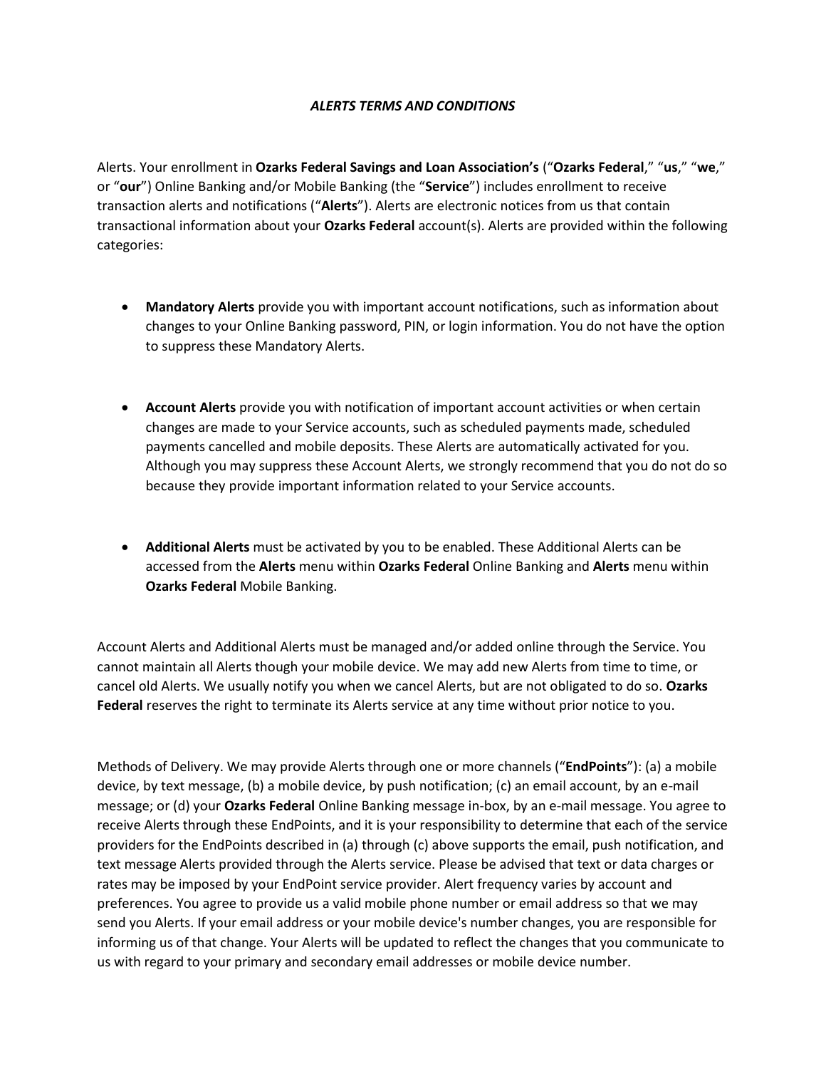# *ALERTS TERMS AND CONDITIONS*

Alerts. Your enrollment in **Ozarks Federal Savings and Loan Association's** ("**Ozarks Federal**," "**us**," "**we**," or "**our**") Online Banking and/or Mobile Banking (the "**Service**") includes enrollment to receive transaction alerts and notifications ("**Alerts**"). Alerts are electronic notices from us that contain transactional information about your **Ozarks Federal** account(s). Alerts are provided within the following categories:

- **Mandatory Alerts** provide you with important account notifications, such as information about changes to your Online Banking password, PIN, or login information. You do not have the option to suppress these Mandatory Alerts.

- **Account Alerts** provide you with notification of important account activities or when certain changes are made to your Service accounts, such as scheduled payments made, scheduled payments cancelled and mobile deposits. These Alerts are automatically activated for you. Although you may suppress these Account Alerts, we strongly recommend that you do not do so because they provide important information related to your Service accounts.

- **Additional Alerts** must be activated by you to be enabled. These Additional Alerts can be accessed from the **Alerts** menu within **Ozarks Federal** Online Banking and **Alerts** menu within **Ozarks Federal** Mobile Banking.

Account Alerts and Additional Alerts must be managed and/or added online through the Service. You cannot maintain all Alerts though your mobile device. We may add new Alerts from time to time, or cancel old Alerts. We usually notify you when we cancel Alerts, but are not obligated to do so. **Ozarks Federal** reserves the right to terminate its Alerts service at any time without prior notice to you.

Methods of Delivery. We may provide Alerts through one or more channels ("**EndPoints**"): (a) a mobile device, by text message, (b) a mobile device, by push notification; (c) an email account, by an e-mail message; or (d) your **Ozarks Federal** Online Banking message in-box, by an e-mail message. You agree to receive Alerts through these EndPoints, and it is your responsibility to determine that each of the service providers for the EndPoints described in (a) through (c) above supports the email, push notification, and text message Alerts provided through the Alerts service. Please be advised that text or data charges or rates may be imposed by your EndPoint service provider. Alert frequency varies by account and preferences. You agree to provide us a valid mobile phone number or email address so that we may send you Alerts. If your email address or your mobile device's number changes, you are responsible for informing us of that change. Your Alerts will be updated to reflect the changes that you communicate to us with regard to your primary and secondary email addresses or mobile device number.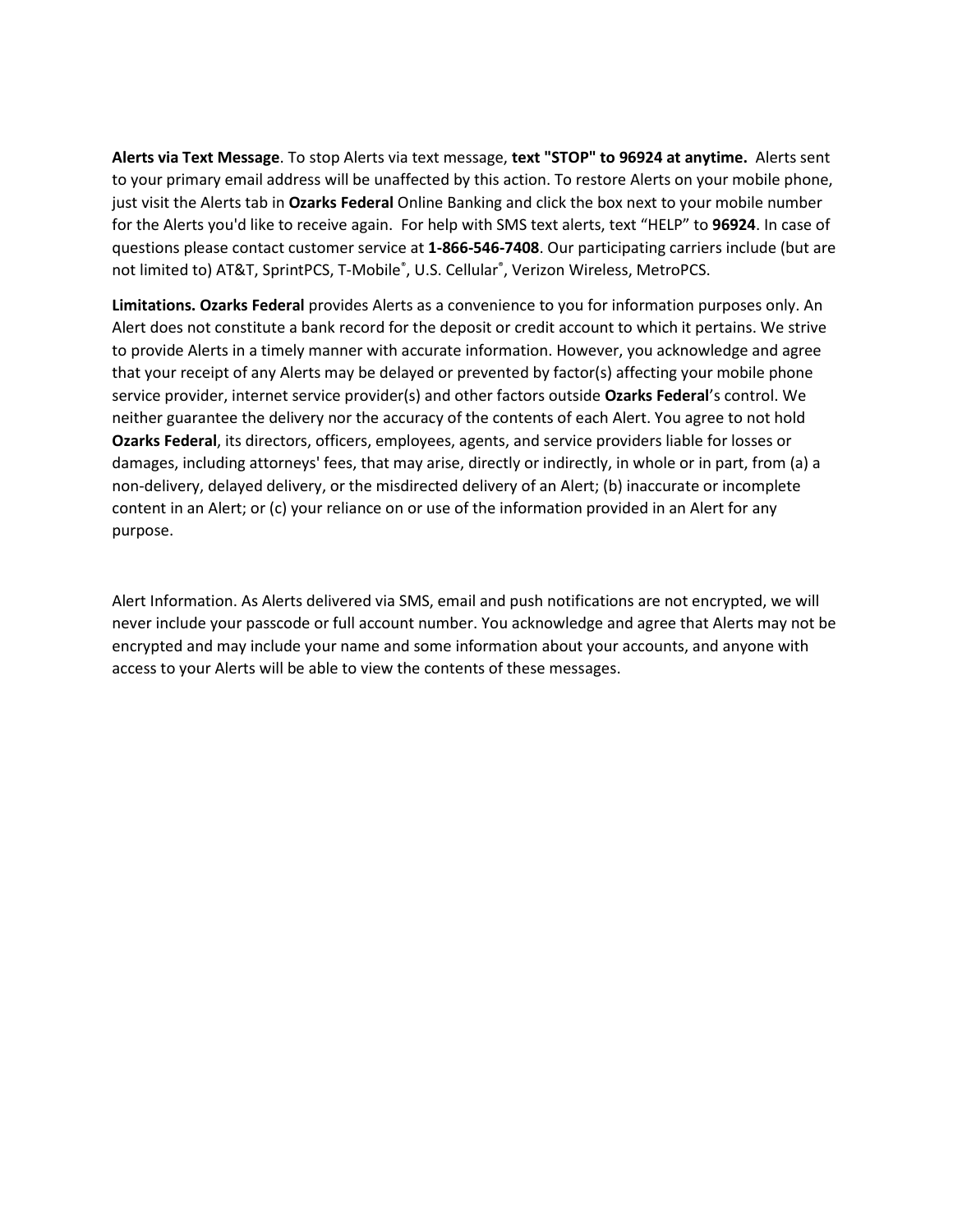**Alerts via Text Message**. To stop Alerts via text message, **text "STOP" to 96924 at anytime.** Alerts sent to your primary email address will be unaffected by this action. To restore Alerts on your mobile phone, just visit the Alerts tab in **Ozarks Federal** Online Banking and click the box next to your mobile number for the Alerts you'd like to receive again. For help with SMS text alerts, text "HELP" to **96924**. In case of questions please contact customer service at **1-866-546-7408**. Our participating carriers include (but are not limited to) AT&T, SprintPCS, T-Mobile®, U.S. Cellular®, Verizon Wireless, MetroPCS.

**Limitations. Ozarks Federal** provides Alerts as a convenience to you for information purposes only. An Alert does not constitute a bank record for the deposit or credit account to which it pertains. We strive to provide Alerts in a timely manner with accurate information. However, you acknowledge and agree that your receipt of any Alerts may be delayed or prevented by factor(s) affecting your mobile phone service provider, internet service provider(s) and other factors outside **Ozarks Federal**'s control. We neither guarantee the delivery nor the accuracy of the contents of each Alert. You agree to not hold **Ozarks Federal**, its directors, officers, employees, agents, and service providers liable for losses or damages, including attorneys' fees, that may arise, directly or indirectly, in whole or in part, from (a) a non-delivery, delayed delivery, or the misdirected delivery of an Alert; (b) inaccurate or incomplete content in an Alert; or (c) your reliance on or use of the information provided in an Alert for any purpose.

Alert Information. As Alerts delivered via SMS, email and push notifications are not encrypted, we will never include your passcode or full account number. You acknowledge and agree that Alerts may not be encrypted and may include your name and some information about your accounts, and anyone with access to your Alerts will be able to view the contents of these messages.